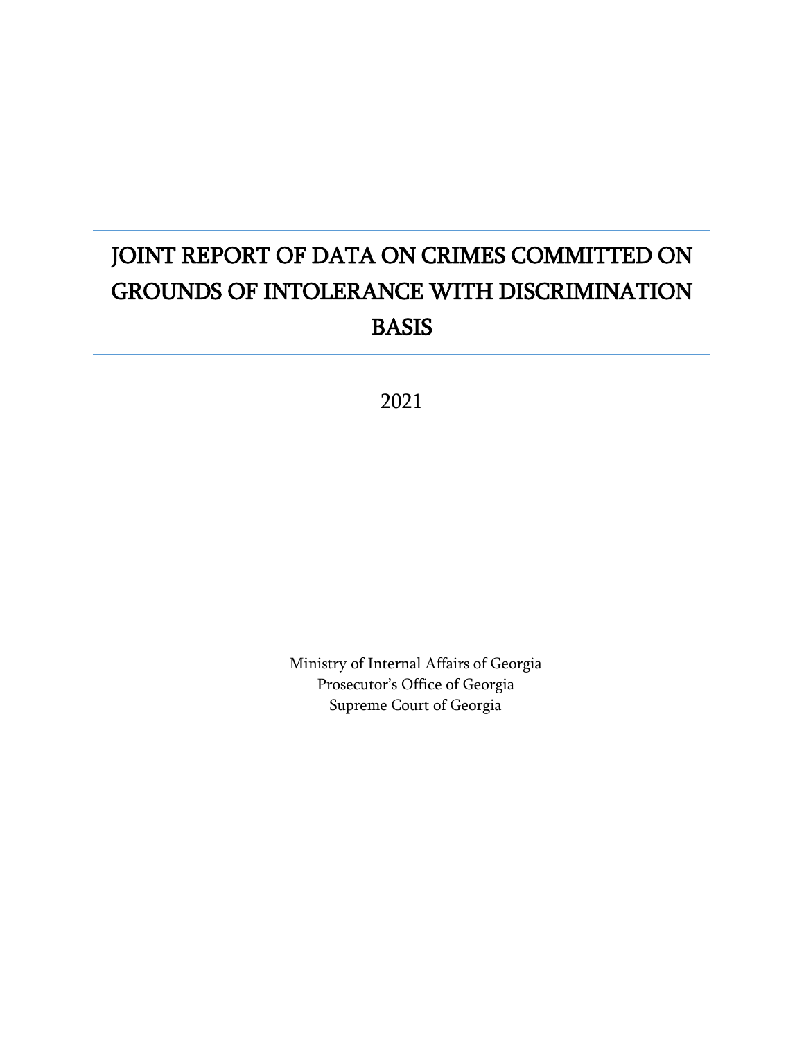# JOINT REPORT OF DATA ON CRIMES COMMITTED ON GROUNDS OF INTOLERANCE WITH DISCRIMINATION BASIS

2021

Ministry of Internal Affairs of Georgia
Prosecutor's Office of Georgia
Supreme Court of Georgia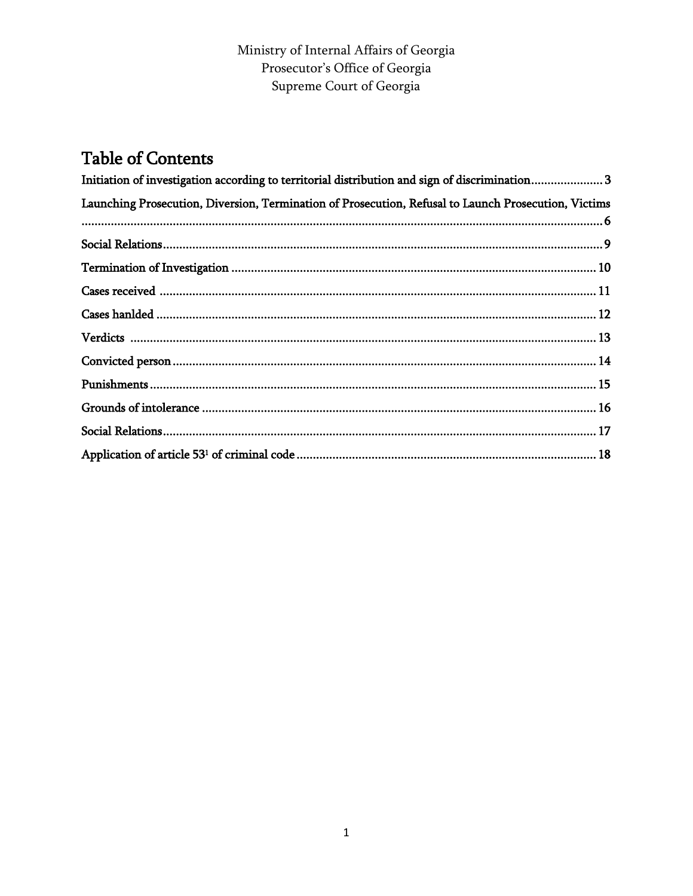Ministry of Internal Affairs of Georgia
Prosecutor's Office of Georgia
Supreme Court of Georgia

# Table of Contents

Initiation of investigation according to territorial distribution and sign of discrimination...................... 3

Launching Prosecution, Diversion, Termination of Prosecution, Refusal to Launch Prosecution, Victims ............................................................................................................................................... 6

Social Relations..................................................................................................................... 9

Termination of Investigation ............................................................................................... 10

Cases received ..................................................................................................................... 11

Cases hanlded ...................................................................................................................... 12

Verdicts .............................................................................................................................. 13

Convicted person ................................................................................................................. 14

Punishments ........................................................................................................................ 15

Grounds of intolerance ........................................................................................................ 16

Social Relations.................................................................................................................... 17

Application of article 53[1] of criminal code ............................................................................ 18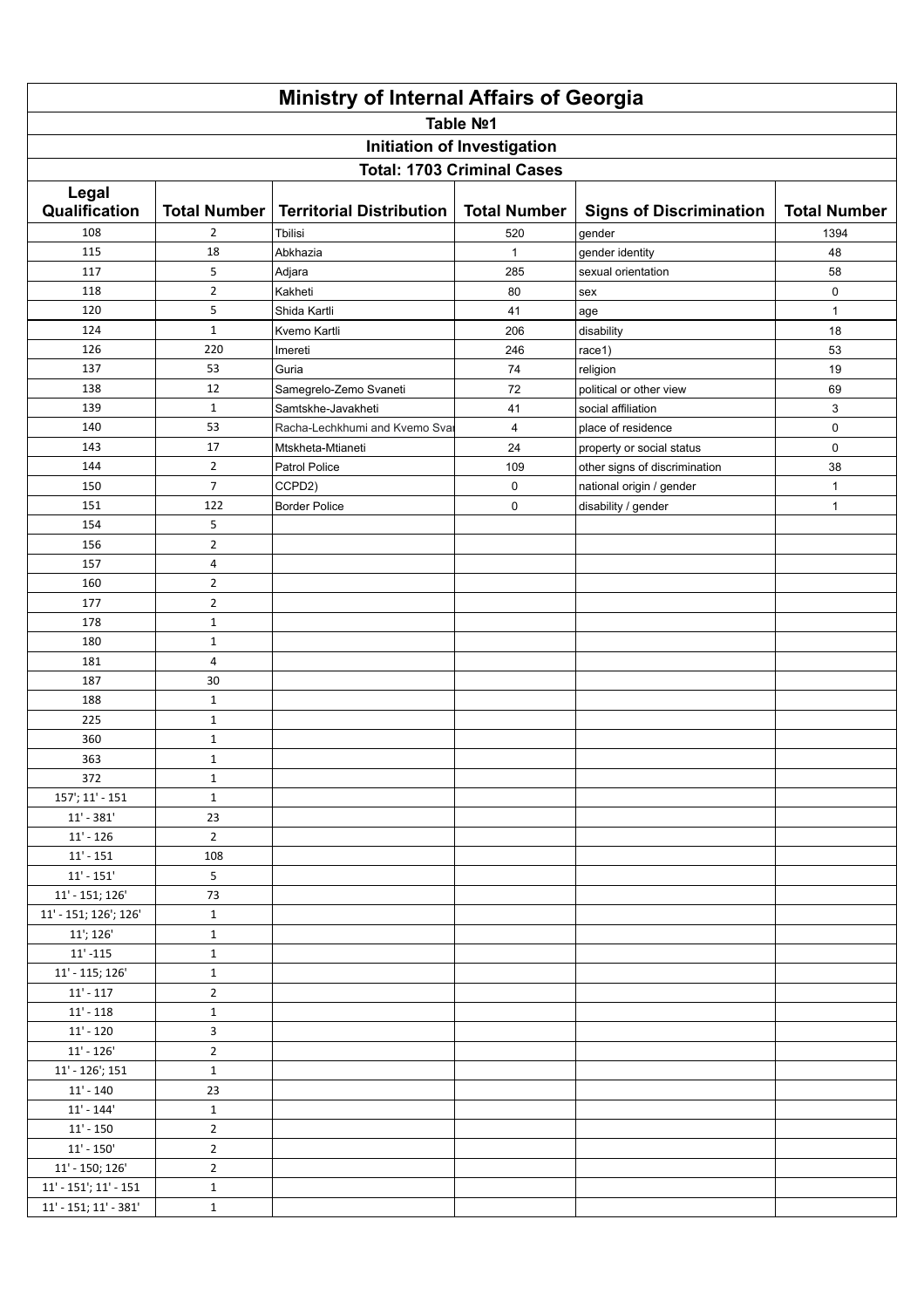# Ministry of Internal Affairs of Georgia

## Table №1

## Initiation of Investigation

## Total: 1703 Criminal Cases

| Legal Qualification | Total Number | Territorial Distribution | Total Number | Signs of Discrimination | Total Number |
|---|---|---|---|---|---|
| 108 | 2 | Tbilisi | 520 | gender | 1394 |
| 115 | 18 | Abkhazia | 1 | gender identity | 48 |
| 117 | 5 | Adjara | 285 | sexual orientation | 58 |
| 118 | 2 | Kakheti | 80 | sex | 0 |
| 120 | 5 | Shida Kartli | 41 | age | 1 |
| 124 | 1 | Kvemo Kartli | 206 | disability | 18 |
| 126 | 220 | Imereti | 246 | race1) | 53 |
| 137 | 53 | Guria | 74 | religion | 19 |
| 138 | 12 | Samegrelo-Zemo Svaneti | 72 | political or other view | 69 |
| 139 | 1 | Samtskhe-Javakheti | 41 | social affiliation | 3 |
| 140 | 53 | Racha-Lechkhumi and Kvemo Svaneti | 4 | place of residence | 0 |
| 143 | 17 | Mtskheta-Mtianeti | 24 | property or social status | 0 |
| 144 | 2 | Patrol Police | 109 | other signs of discrimination | 38 |
| 150 | 7 | CCPD2) | 0 | national origin / gender | 1 |
| 151 | 122 | Border Police | 0 | disability / gender | 1 |
| 154 | 5 | | | | |
| 156 | 2 | | | | |
| 157 | 4 | | | | |
| 160 | 2 | | | | |
| 177 | 2 | | | | |
| 178 | 1 | | | | |
| 180 | 1 | | | | |
| 181 | 4 | | | | |
| 187 | 30 | | | | |
| 188 | 1 | | | | |
| 225 | 1 | | | | |
| 360 | 1 | | | | |
| 363 | 1 | | | | |
| 372 | 1 | | | | |
| 157'; 11' - 151 | 1 | | | | |
| 11' - 381' | 23 | | | | |
| 11' - 126 | 2 | | | | |
| 11' - 151 | 108 | | | | |
| 11' - 151' | 5 | | | | |
| 11' - 151; 126' | 73 | | | | |
| 11' - 151; 126'; 126' | 1 | | | | |
| 11'; 126' | 1 | | | | |
| 11' -115 | 1 | | | | |
| 11' - 115; 126' | 1 | | | | |
| 11' - 117 | 2 | | | | |
| 11' - 118 | 1 | | | | |
| 11' - 120 | 3 | | | | |
| 11' - 126' | 2 | | | | |
| 11' - 126'; 151 | 1 | | | | |
| 11' - 140 | 23 | | | | |
| 11' - 144' | 1 | | | | |
| 11' - 150 | 2 | | | | |
| 11' - 150' | 2 | | | | |
| 11' - 150; 126' | 2 | | | | |
| 11' - 151'; 11' - 151 | 1 | | | | |
| 11' - 151; 11' - 381' | 1 | | | | |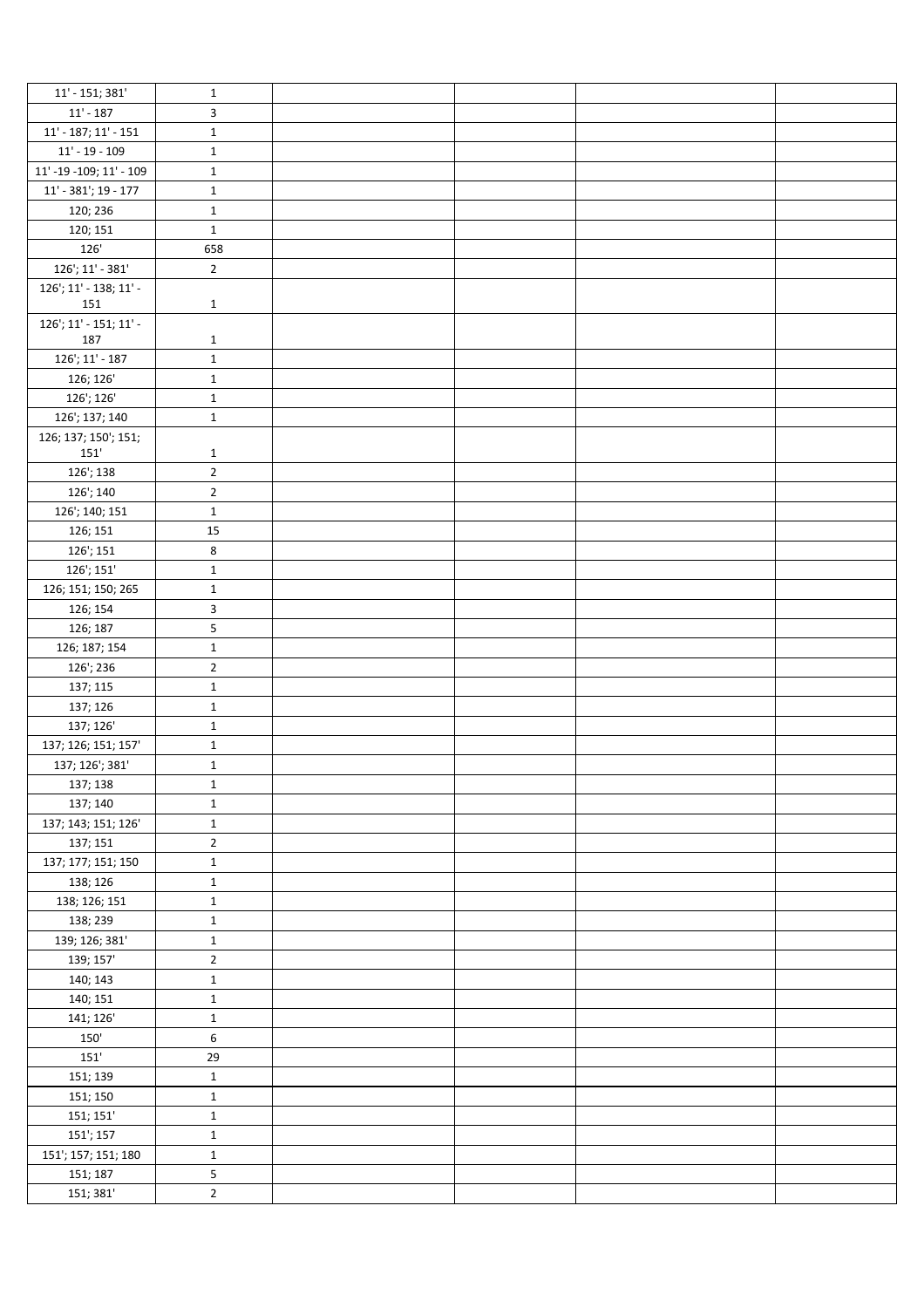| | | | | | |
|---|---|---|---|---|---|
| 11' - 151; 381' | 1 | | | | |
| 11' - 187 | 3 | | | | |
| 11' - 187; 11' - 151 | 1 | | | | |
| 11' - 19 - 109 | 1 | | | | |
| 11' -19 -109; 11' - 109 | 1 | | | | |
| 11' - 381'; 19 - 177 | 1 | | | | |
| 120; 236 | 1 | | | | |
| 120; 151 | 1 | | | | |
| 126' | 658 | | | | |
| 126'; 11' - 381' | 2 | | | | |
| 126'; 11' - 138; 11' - 151 | 1 | | | | |
| 126'; 11' - 151; 11' - 187 | 1 | | | | |
| 126'; 11' - 187 | 1 | | | | |
| 126; 126' | 1 | | | | |
| 126'; 126' | 1 | | | | |
| 126'; 137; 140 | 1 | | | | |
| 126; 137; 150'; 151; 151' | 1 | | | | |
| 126'; 138 | 2 | | | | |
| 126'; 140 | 2 | | | | |
| 126'; 140; 151 | 1 | | | | |
| 126; 151 | 15 | | | | |
| 126'; 151 | 8 | | | | |
| 126'; 151' | 1 | | | | |
| 126; 151; 150; 265 | 1 | | | | |
| 126; 154 | 3 | | | | |
| 126; 187 | 5 | | | | |
| 126; 187; 154 | 1 | | | | |
| 126'; 236 | 2 | | | | |
| 137; 115 | 1 | | | | |
| 137; 126 | 1 | | | | |
| 137; 126' | 1 | | | | |
| 137; 126; 151; 157' | 1 | | | | |
| 137; 126'; 381' | 1 | | | | |
| 137; 138 | 1 | | | | |
| 137; 140 | 1 | | | | |
| 137; 143; 151; 126' | 1 | | | | |
| 137; 151 | 2 | | | | |
| 137; 177; 151; 150 | 1 | | | | |
| 138; 126 | 1 | | | | |
| 138; 126; 151 | 1 | | | | |
| 138; 239 | 1 | | | | |
| 139; 126; 381' | 1 | | | | |
| 139; 157' | 2 | | | | |
| 140; 143 | 1 | | | | |
| 140; 151 | 1 | | | | |
| 141; 126' | 1 | | | | |
| 150' | 6 | | | | |
| 151' | 29 | | | | |
| 151; 139 | 1 | | | | |
| 151; 150 | 1 | | | | |
| 151; 151' | 1 | | | | |
| 151'; 157 | 1 | | | | |
| 151'; 157; 151; 180 | 1 | | | | |
| 151; 187 | 5 | | | | |
| 151; 381' | 2 | | | | |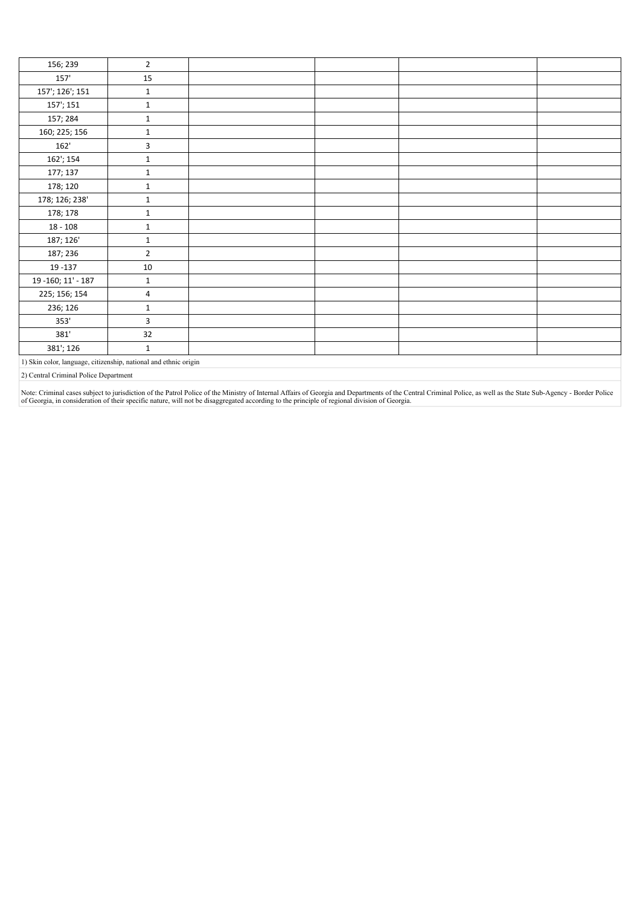| | | | | | |
|---|---|---|---|---|---|
| 156; 239 | 2 | | | | |
| 157' | 15 | | | | |
| 157'; 126'; 151 | 1 | | | | |
| 157'; 151 | 1 | | | | |
| 157; 284 | 1 | | | | |
| 160; 225; 156 | 1 | | | | |
| 162' | 3 | | | | |
| 162'; 154 | 1 | | | | |
| 177; 137 | 1 | | | | |
| 178; 120 | 1 | | | | |
| 178; 126; 238' | 1 | | | | |
| 178; 178 | 1 | | | | |
| 18 - 108 | 1 | | | | |
| 187; 126' | 1 | | | | |
| 187; 236 | 2 | | | | |
| 19 -137 | 10 | | | | |
| 19 -160; 11' - 187 | 1 | | | | |
| 225; 156; 154 | 4 | | | | |
| 236; 126 | 1 | | | | |
| 353' | 3 | | | | |
| 381' | 32 | | | | |
| 381'; 126 | 1 | | | | |

1) Skin color, language, citizenship, national and ethnic origin

2) Central Criminal Police Department

Note: Criminal cases subject to jurisdiction of the Patrol Police of the Ministry of Internal Affairs of Georgia and Departments of the Central Criminal Police, as well as the State Sub-Agency - Border Police of Georgia, in consideration of their specific nature, will not be disaggregated according to the principle of regional division of Georgia.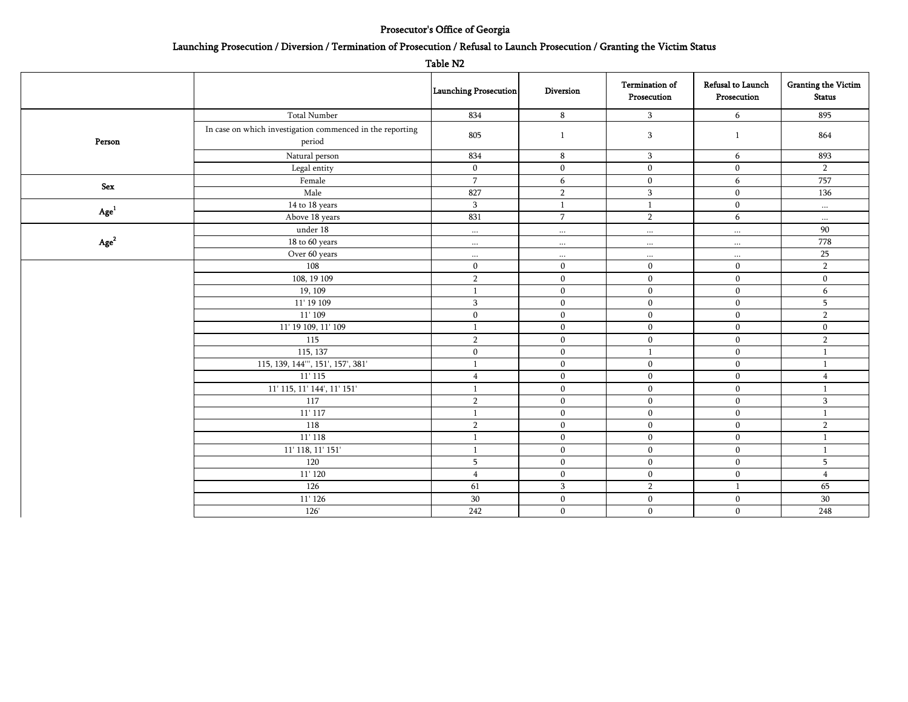# Prosecutor's Office of Georgia

## Launching Prosecution / Diversion / Termination of Prosecution / Refusal to Launch Prosecution / Granting the Victim Status

### Table N2

| | | Launching Prosecution | Diversion | Termination of Prosecution | Refusal to Launch Prosecution | Granting the Victim Status |
|---|---|---|---|---|---|---|
| Person | Total Number | 834 | 8 | 3 | 6 | 895 |
| | In case on which investigation commenced in the reporting period | 805 | 1 | 3 | 1 | 864 |
| | Natural person | 834 | 8 | 3 | 6 | 893 |
| | Legal entity | 0 | 0 | 0 | 0 | 2 |
| Sex | Female | 7 | 6 | 0 | 6 | 757 |
| | Male | 827 | 2 | 3 | 0 | 136 |
| Age[1] | 14 to 18 years | 3 | 1 | 1 | 0 | ... |
| | Above 18 years | 831 | 7 | 2 | 6 | ... |
| Age[2] | under 18 | ... | ... | ... | ... | 90 |
| | 18 to 60 years | ... | ... | ... | ... | 778 |
| | Over 60 years | ... | ... | ... | ... | 25 |
| | 108 | 0 | 0 | 0 | 0 | 2 |
| | 108, 19 109 | 2 | 0 | 0 | 0 | 0 |
| | 19, 109 | 1 | 0 | 0 | 0 | 6 |
| | 11' 19 109 | 3 | 0 | 0 | 0 | 5 |
| | 11' 109 | 0 | 0 | 0 | 0 | 2 |
| | 11' 19 109, 11' 109 | 1 | 0 | 0 | 0 | 0 |
| | 115 | 2 | 0 | 0 | 0 | 2 |
| | 115, 137 | 0 | 0 | 1 | 0 | 1 |
| | 115, 139, 144''', 151', 157', 381' | 1 | 0 | 0 | 0 | 1 |
| | 11' 115 | 4 | 0 | 0 | 0 | 4 |
| | 11' 115, 11' 144', 11' 151' | 1 | 0 | 0 | 0 | 1 |
| | 117 | 2 | 0 | 0 | 0 | 3 |
| | 11' 117 | 1 | 0 | 0 | 0 | 1 |
| | 118 | 2 | 0 | 0 | 0 | 2 |
| | 11' 118 | 1 | 0 | 0 | 0 | 1 |
| | 11' 118, 11' 151' | 1 | 0 | 0 | 0 | 1 |
| | 120 | 5 | 0 | 0 | 0 | 5 |
| | 11' 120 | 4 | 0 | 0 | 0 | 4 |
| | 126 | 61 | 3 | 2 | 1 | 65 |
| | 11' 126 | 30 | 0 | 0 | 0 | 30 |
| | 126' | 242 | 0 | 0 | 0 | 248 |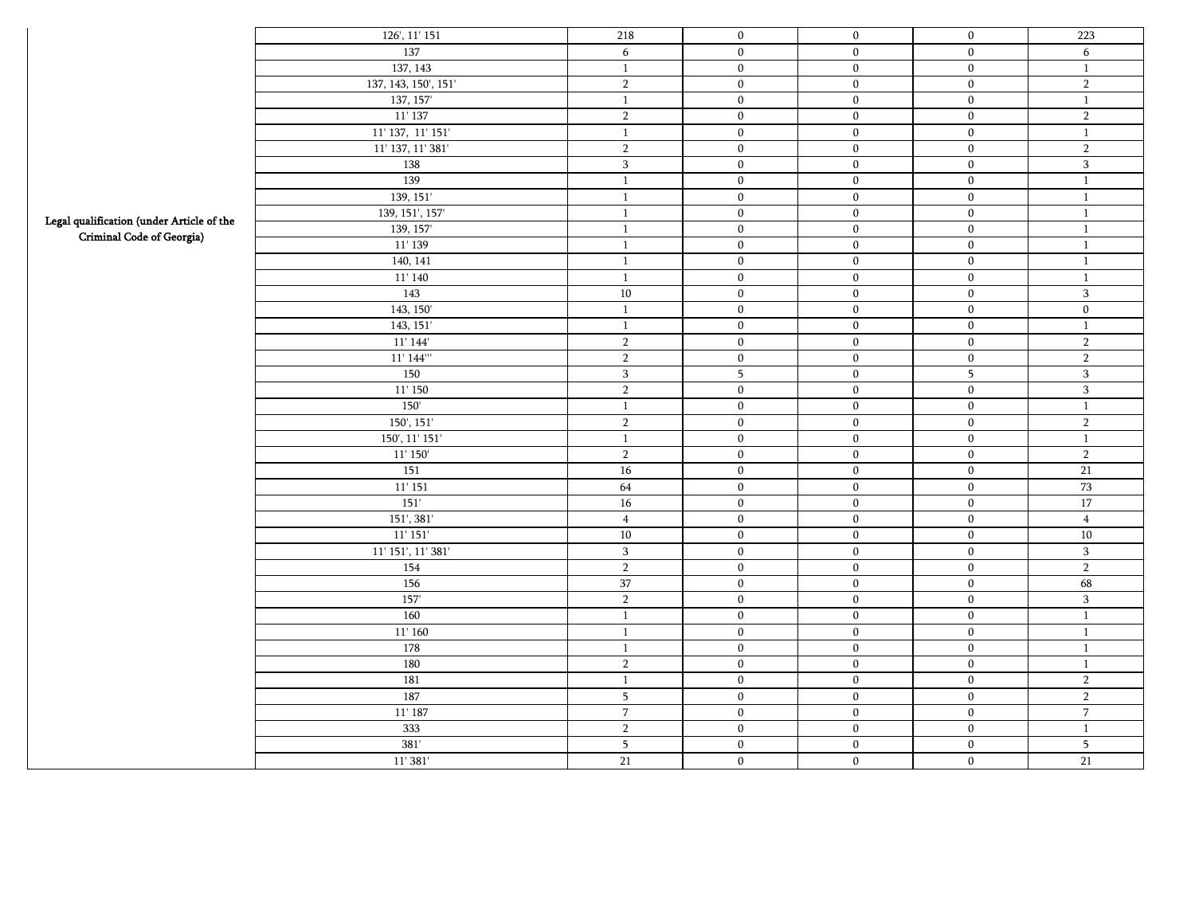| Legal qualification (under Article of the Criminal Code of Georgia) | 126', 11' 151 | 218 | 0 | 0 | 0 | 223 |
|---|---|---|---|---|---|---|
| | 137 | 6 | 0 | 0 | 0 | 6 |
| | 137, 143 | 1 | 0 | 0 | 0 | 1 |
| | 137, 143, 150', 151' | 2 | 0 | 0 | 0 | 2 |
| | 137, 157' | 1 | 0 | 0 | 0 | 1 |
| | 11' 137 | 2 | 0 | 0 | 0 | 2 |
| | 11' 137, 11' 151' | 1 | 0 | 0 | 0 | 1 |
| | 11' 137, 11' 381' | 2 | 0 | 0 | 0 | 2 |
| | 138 | 3 | 0 | 0 | 0 | 3 |
| | 139 | 1 | 0 | 0 | 0 | 1 |
| | 139, 151' | 1 | 0 | 0 | 0 | 1 |
| | 139, 151', 157' | 1 | 0 | 0 | 0 | 1 |
| | 139, 157' | 1 | 0 | 0 | 0 | 1 |
| | 11' 139 | 1 | 0 | 0 | 0 | 1 |
| | 140, 141 | 1 | 0 | 0 | 0 | 1 |
| | 11' 140 | 1 | 0 | 0 | 0 | 1 |
| | 143 | 10 | 0 | 0 | 0 | 3 |
| | 143, 150' | 1 | 0 | 0 | 0 | 0 |
| | 143, 151' | 1 | 0 | 0 | 0 | 1 |
| | 11' 144' | 2 | 0 | 0 | 0 | 2 |
| | 11' 144''' | 2 | 0 | 0 | 0 | 2 |
| | 150 | 3 | 5 | 0 | 5 | 3 |
| | 11' 150 | 2 | 0 | 0 | 0 | 3 |
| | 150' | 1 | 0 | 0 | 0 | 1 |
| | 150', 151' | 2 | 0 | 0 | 0 | 2 |
| | 150', 11' 151' | 1 | 0 | 0 | 0 | 1 |
| | 11' 150' | 2 | 0 | 0 | 0 | 2 |
| | 151 | 16 | 0 | 0 | 0 | 21 |
| | 11' 151 | 64 | 0 | 0 | 0 | 73 |
| | 151' | 16 | 0 | 0 | 0 | 17 |
| | 151', 381' | 4 | 0 | 0 | 0 | 4 |
| | 11' 151' | 10 | 0 | 0 | 0 | 10 |
| | 11' 151', 11' 381' | 3 | 0 | 0 | 0 | 3 |
| | 154 | 2 | 0 | 0 | 0 | 2 |
| | 156 | 37 | 0 | 0 | 0 | 68 |
| | 157' | 2 | 0 | 0 | 0 | 3 |
| | 160 | 1 | 0 | 0 | 0 | 1 |
| | 11' 160 | 1 | 0 | 0 | 0 | 1 |
| | 178 | 1 | 0 | 0 | 0 | 1 |
| | 180 | 2 | 0 | 0 | 0 | 1 |
| | 181 | 1 | 0 | 0 | 0 | 2 |
| | 187 | 5 | 0 | 0 | 0 | 2 |
| | 11' 187 | 7 | 0 | 0 | 0 | 7 |
| | 333 | 2 | 0 | 0 | 0 | 1 |
| | 381' | 5 | 0 | 0 | 0 | 5 |
| | 11' 381' | 21 | 0 | 0 | 0 | 21 |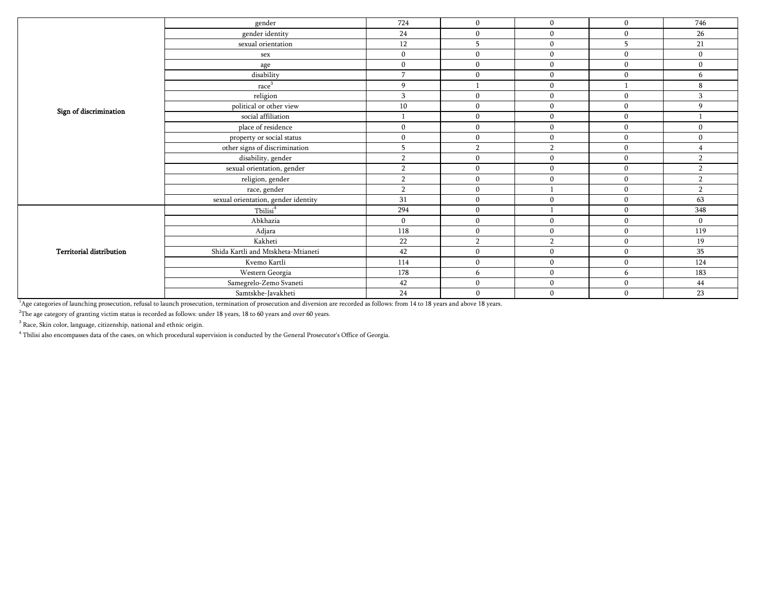| | | | | | | |
|---|---|---|---|---|---|---|
| Sign of discrimination | gender | 724 | 0 | 0 | 0 | 746 |
| | gender identity | 24 | 0 | 0 | 0 | 26 |
| | sexual orientation | 12 | 5 | 0 | 5 | 21 |
| | sex | 0 | 0 | 0 | 0 | 0 |
| | age | 0 | 0 | 0 | 0 | 0 |
| | disability | 7 | 0 | 0 | 0 | 6 |
| | race[3] | 9 | 1 | 0 | 1 | 8 |
| | religion | 3 | 0 | 0 | 0 | 3 |
| | political or other view | 10 | 0 | 0 | 0 | 9 |
| | social affiliation | 1 | 0 | 0 | 0 | 1 |
| | place of residence | 0 | 0 | 0 | 0 | 0 |
| | property or social status | 0 | 0 | 0 | 0 | 0 |
| | other signs of discrimination | 5 | 2 | 2 | 0 | 4 |
| | disability, gender | 2 | 0 | 0 | 0 | 2 |
| | sexual orientation, gender | 2 | 0 | 0 | 0 | 2 |
| | religion, gender | 2 | 0 | 0 | 0 | 2 |
| | race, gender | 2 | 0 | 1 | 0 | 2 |
| | sexual orientation, gender identity | 31 | 0 | 0 | 0 | 63 |
| Territorial distribution | Tbilisi[4] | 294 | 0 | 1 | 0 | 348 |
| | Abkhazia | 0 | 0 | 0 | 0 | 0 |
| | Adjara | 118 | 0 | 0 | 0 | 119 |
| | Kakheti | 22 | 2 | 2 | 0 | 19 |
| | Shida Kartli and Mtskheta-Mtianeti | 42 | 0 | 0 | 0 | 35 |
| | Kvemo Kartli | 114 | 0 | 0 | 0 | 124 |
| | Western Georgia | 178 | 6 | 0 | 6 | 183 |
| | Samegrelo-Zemo Svaneti | 42 | 0 | 0 | 0 | 44 |
| | Samtskhe-Javakheti | 24 | 0 | 0 | 0 | 23 |

[1]Age categories of launching prosecution, refusal to launch prosecution, termination of prosecution and diversion are recorded as follows: from 14 to 18 years and above 18 years.

[2]The age category of granting victim status is recorded as follows: under 18 years, 18 to 60 years and over 60 years.

[3] Race, Skin color, language, citizenship, national and ethnic origin.

[4] Tbilisi also encompasses data of the cases, on which procedural supervision is conducted by the General Prosecutor's Office of Georgia.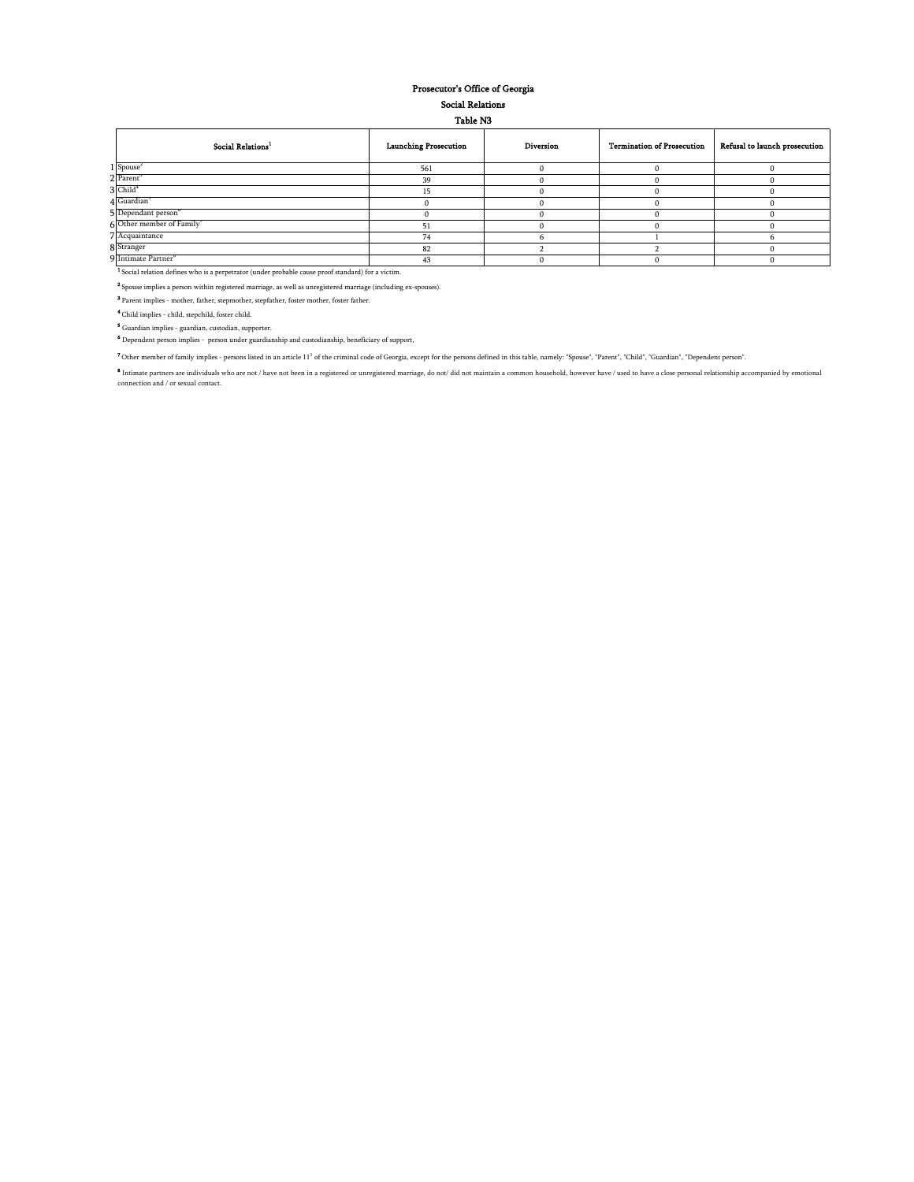# Prosecutor's Office of Georgia

## Social Relations

### Table N3

| | Social Relations[1] | Launching Prosecution | Diversion | Termination of Prosecution | Refusal to launch prosecution |
|---|---|---|---|---|---|
| 1 | Spouse[2] | 561 | 0 | 0 | 0 |
| 2 | Parent[3] | 39 | 0 | 0 | 0 |
| 3 | Child[4] | 15 | 0 | 0 | 0 |
| 4 | Guardian[5] | 0 | 0 | 0 | 0 |
| 5 | Dependant person[6] | 0 | 0 | 0 | 0 |
| 6 | Other member of Family[7] | 51 | 0 | 0 | 0 |
| 7 | Acquaintance | 74 | 6 | 1 | 6 |
| 8 | Stranger | 82 | 2 | 2 | 0 |
| 9 | Intimate Partner[8] | 43 | 0 | 0 | 0 |

[1] Social relation defines who is a perpetrator (under probable cause proof standard) for a victim.

[2] Spouse implies a person within registered marriage, as well as unregistered marriage (including ex-spouses).

[3] Parent implies - mother, father, stepmother, stepfather, foster mother, foster father.

[4] Child implies - child, stepchild, foster child.

[5] Guardian implies - guardian, custodian, supporter.

[6] Dependent person implies - person under guardianship and custodianship, beneficiary of support,

[7] Other member of family implies - persons listed in an article 11[1] of the criminal code of Georgia, except for the persons defined in this table, namely: "Spouse", "Parent", "Child", "Guardian", "Dependent person".

[8] Intimate partners are individuals who are not / have not been in a registered or unregistered marriage, do not/ did not maintain a common household, however have / used to have a close personal relationship accompanied by emotional connection and / or sexual contact.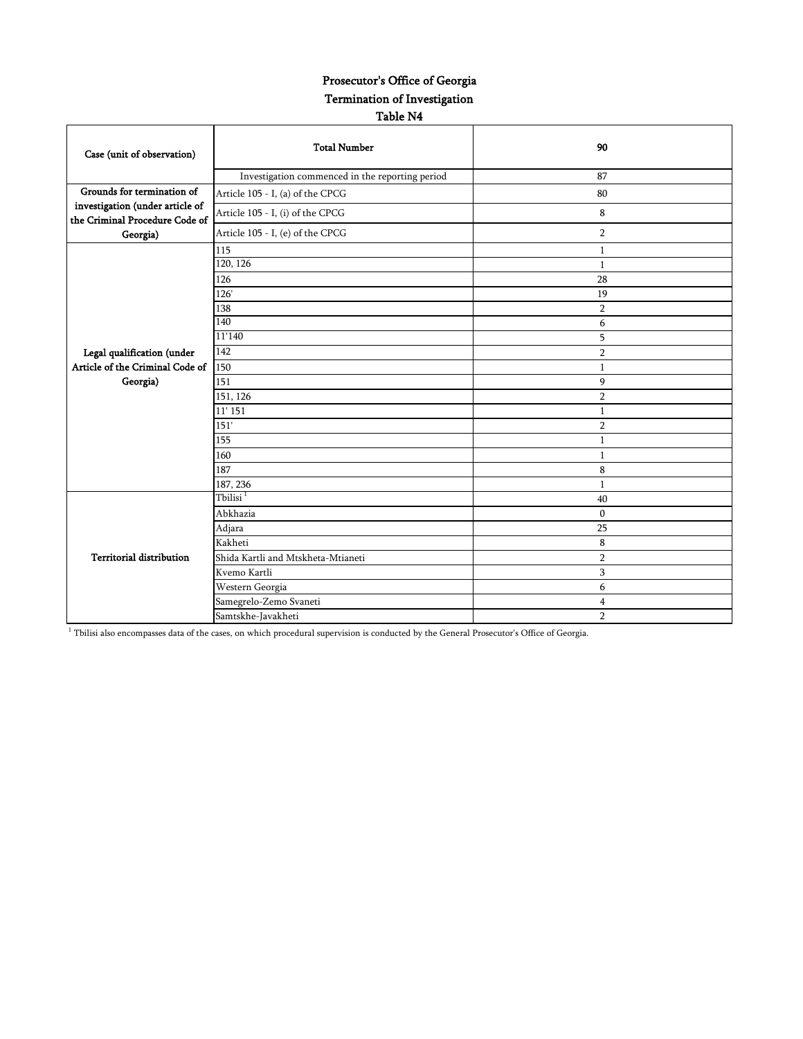# Prosecutor's Office of Georgia

## Termination of Investigation

### Table N4

| Case (unit of observation) | Total Number | 90 |
|---|---|---|
| | Investigation commenced in the reporting period | 87 |
| Grounds for termination of investigation (under article of the Criminal Procedure Code of Georgia) | Article 105 - I, (a) of the CPCG | 80 |
| | Article 105 - I, (i) of the CPCG | 8 |
| | Article 105 - I, (e) of the CPCG | 2 |
| Legal qualification (under Article of the Criminal Code of Georgia) | 115 | 1 |
| | 120, 126 | 1 |
| | 126 | 28 |
| | 126' | 19 |
| | 138 | 2 |
| | 140 | 6 |
| | 11'140 | 5 |
| | 142 | 2 |
| | 150 | 1 |
| | 151 | 9 |
| | 151, 126 | 2 |
| | 11' 151 | 1 |
| | 151' | 2 |
| | 155 | 1 |
| | 160 | 1 |
| | 187 | 8 |
| | 187, 236 | 1 |
| Territorial distribution | Tbilisi [1] | 40 |
| | Abkhazia | 0 |
| | Adjara | 25 |
| | Kakheti | 8 |
| | Shida Kartli and Mtskheta-Mtianeti | 2 |
| | Kvemo Kartli | 3 |
| | Western Georgia | 6 |
| | Samegrelo-Zemo Svaneti | 4 |
| | Samtskhe-Javakheti | 2 |

[1] Tbilisi also encompasses data of the cases, on which procedural supervision is conducted by the General Prosecutor's Office of Georgia.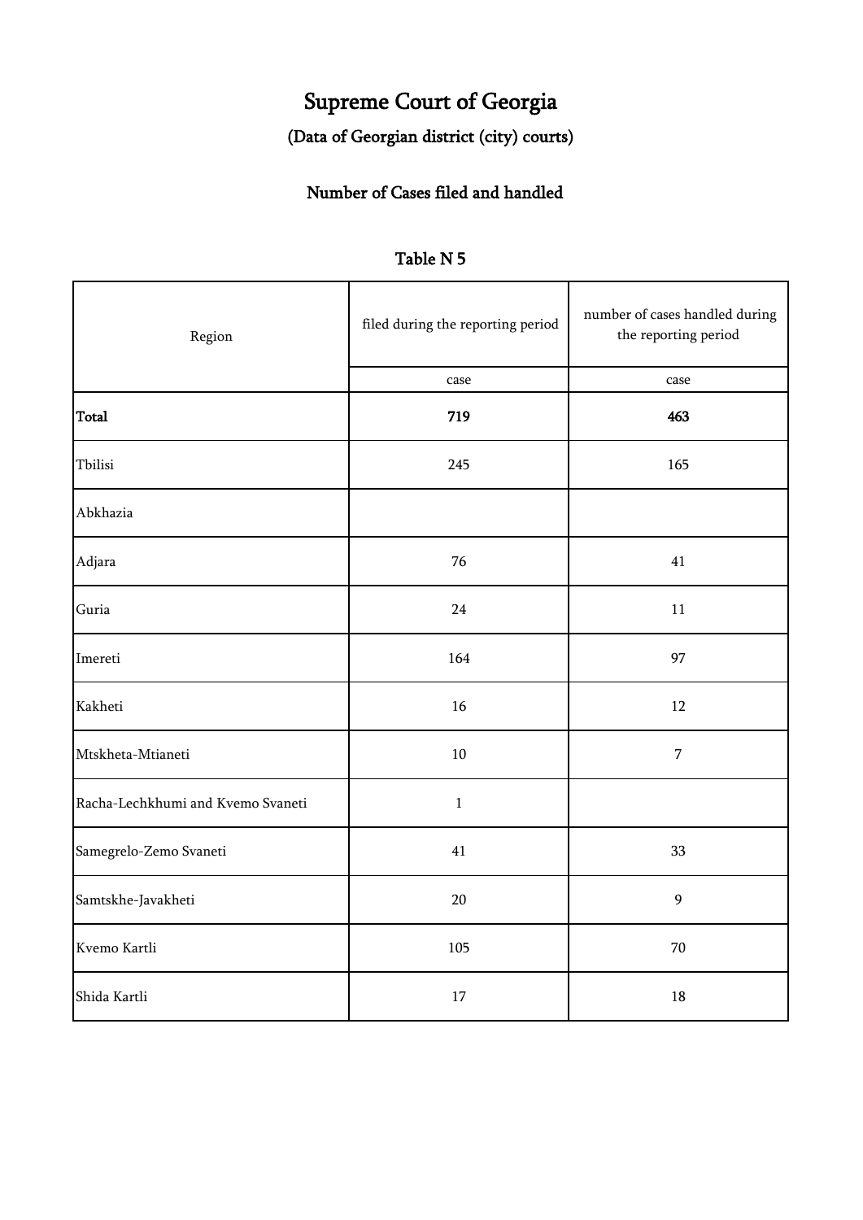# Supreme Court of Georgia

## (Data of Georgian district (city) courts)

### Number of Cases filed and handled

#### Table N 5

| Region | filed during the reporting period | number of cases handled during the reporting period |
|---|---|---|
| | case | case |
| **Total** | **719** | **463** |
| Tbilisi | 245 | 165 |
| Abkhazia | | |
| Adjara | 76 | 41 |
| Guria | 24 | 11 |
| Imereti | 164 | 97 |
| Kakheti | 16 | 12 |
| Mtskheta-Mtianeti | 10 | 7 |
| Racha-Lechkhumi and Kvemo Svaneti | 1 | |
| Samegrelo-Zemo Svaneti | 41 | 33 |
| Samtskhe-Javakheti | 20 | 9 |
| Kvemo Kartli | 105 | 70 |
| Shida Kartli | 17 | 18 |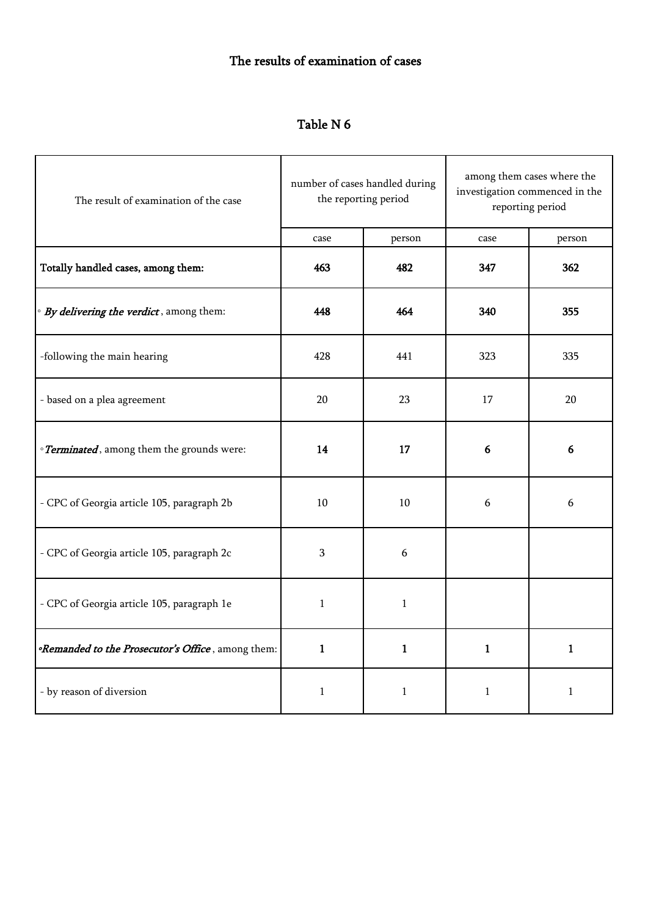## The results of examination of cases

### Table N 6

| The result of examination of the case | number of cases handled during the reporting period | | among them cases where the investigation commenced in the reporting period | |
|---|---|---|---|---|
| | case | person | case | person |
| **Totally handled cases, among them:** | **463** | **482** | **347** | **362** |
| ◦ ***By delivering the verdict***, among them: | **448** | **464** | **340** | **355** |
| -following the main hearing | 428 | 441 | 323 | 335 |
| - based on a plea agreement | 20 | 23 | 17 | 20 |
| ◦ ***Terminated***, among them the grounds were: | **14** | **17** | **6** | **6** |
| - CPC of Georgia article 105, paragraph 2b | 10 | 10 | 6 | 6 |
| - CPC of Georgia article 105, paragraph 2c | 3 | 6 | | |
| - CPC of Georgia article 105, paragraph 1e | 1 | 1 | | |
| ◦ ***Remanded to the Prosecutor's Office***, among them: | **1** | **1** | **1** | **1** |
| - by reason of diversion | 1 | 1 | 1 | 1 |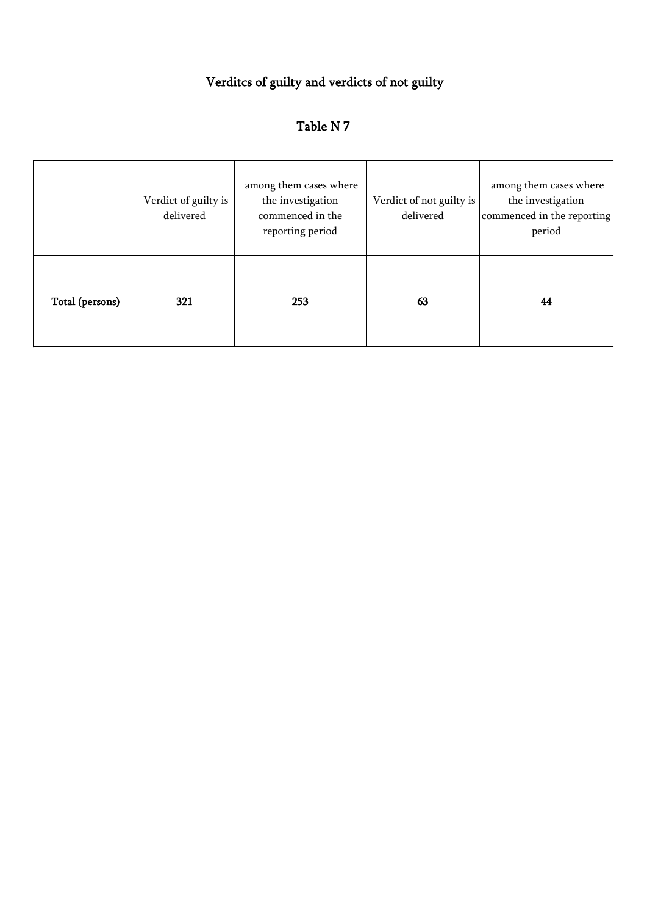# Verditcs of guilty and verdicts of not guilty

## Table N 7

| | Verdict of guilty is delivered | among them cases where the investigation commenced in the reporting period | Verdict of not guilty is delivered | among them cases where the investigation commenced in the reporting period |
|---|---|---|---|---|
| **Total (persons)** | **321** | **253** | **63** | **44** |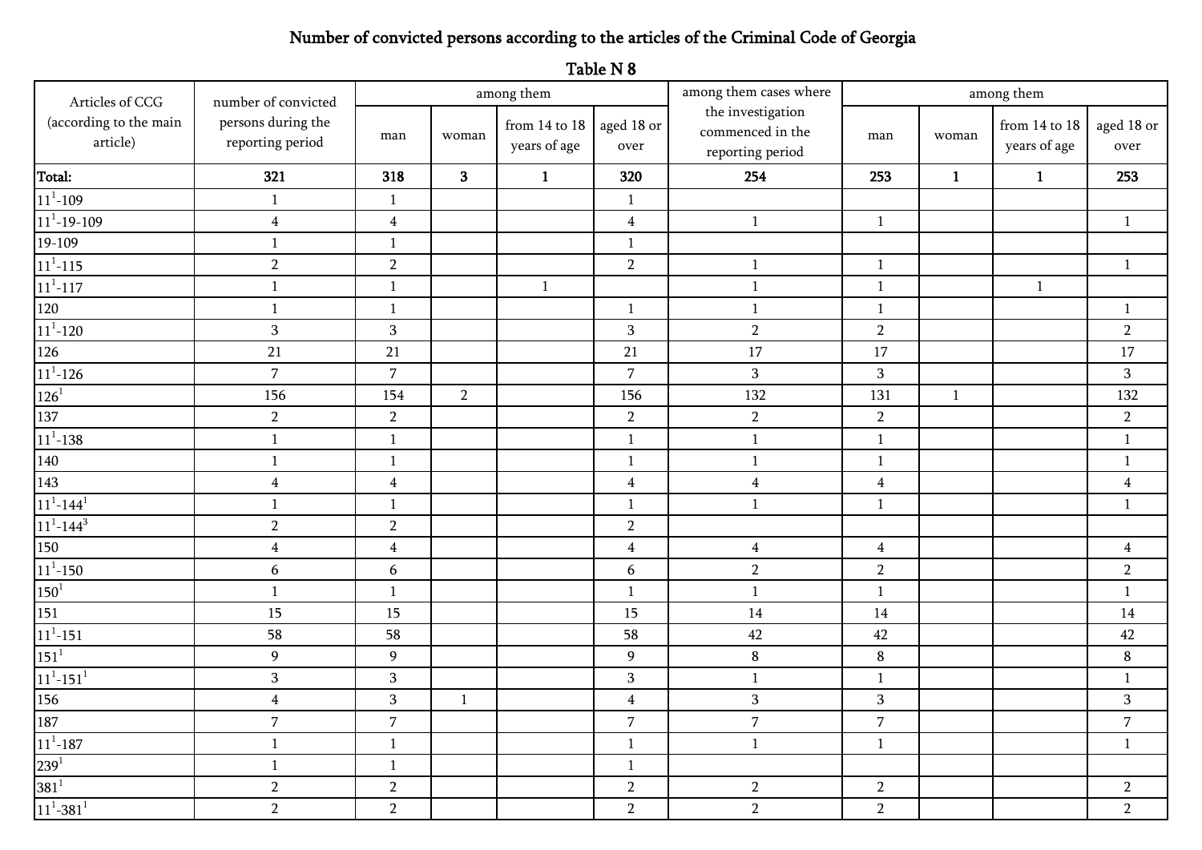# Number of convicted persons according to the articles of the Criminal Code of Georgia

## Table N 8

| Articles of CCG (according to the main article) | number of convicted persons during the reporting period | among them | | | | among them cases where the investigation commenced in the reporting period | among them | | | |
|---|---|---|---|---|---|---|---|---|---|---|
| | | man | woman | from 14 to 18 years of age | aged 18 or over | | man | woman | from 14 to 18 years of age | aged 18 or over |
| **Total:** | **321** | **318** | **3** | **1** | **320** | **254** | **253** | **1** | **1** | **253** |
| $11^1$-109 | 1 | 1 | | | 1 | | | | | |
| $11^1$-19-109 | 4 | 4 | | | 4 | 1 | 1 | | | 1 |
| 19-109 | 1 | 1 | | | 1 | | | | | |
| $11^1$-115 | 2 | 2 | | | 2 | 1 | 1 | | | 1 |
| $11^1$-117 | 1 | 1 | | 1 | | 1 | 1 | | 1 | |
| 120 | 1 | 1 | | | 1 | 1 | 1 | | | 1 |
| $11^1$-120 | 3 | 3 | | | 3 | 2 | 2 | | | 2 |
| 126 | 21 | 21 | | | 21 | 17 | 17 | | | 17 |
| $11^1$-126 | 7 | 7 | | | 7 | 3 | 3 | | | 3 |
| $126^1$ | 156 | 154 | 2 | | 156 | 132 | 131 | 1 | | 132 |
| 137 | 2 | 2 | | | 2 | 2 | 2 | | | 2 |
| $11^1$-138 | 1 | 1 | | | 1 | 1 | 1 | | | 1 |
| 140 | 1 | 1 | | | 1 | 1 | 1 | | | 1 |
| 143 | 4 | 4 | | | 4 | 4 | 4 | | | 4 |
| $11^1$-$144^1$ | 1 | 1 | | | 1 | 1 | 1 | | | 1 |
| $11^1$-$144^3$ | 2 | 2 | | | 2 | | | | | |
| 150 | 4 | 4 | | | 4 | 4 | 4 | | | 4 |
| $11^1$-150 | 6 | 6 | | | 6 | 2 | 2 | | | 2 |
| $150^1$ | 1 | 1 | | | 1 | 1 | 1 | | | 1 |
| 151 | 15 | 15 | | | 15 | 14 | 14 | | | 14 |
| $11^1$-151 | 58 | 58 | | | 58 | 42 | 42 | | | 42 |
| $151^1$ | 9 | 9 | | | 9 | 8 | 8 | | | 8 |
| $11^1$-$151^1$ | 3 | 3 | | | 3 | 1 | 1 | | | 1 |
| 156 | 4 | 3 | 1 | | 4 | 3 | 3 | | | 3 |
| 187 | 7 | 7 | | | 7 | 7 | 7 | | | 7 |
| $11^1$-187 | 1 | 1 | | | 1 | 1 | 1 | | | 1 |
| $239^1$ | 1 | 1 | | | 1 | | | | | |
| $381^1$ | 2 | 2 | | | 2 | 2 | 2 | | | 2 |
| $11^1$-$381^1$ | 2 | 2 | | | 2 | 2 | 2 | | | 2 |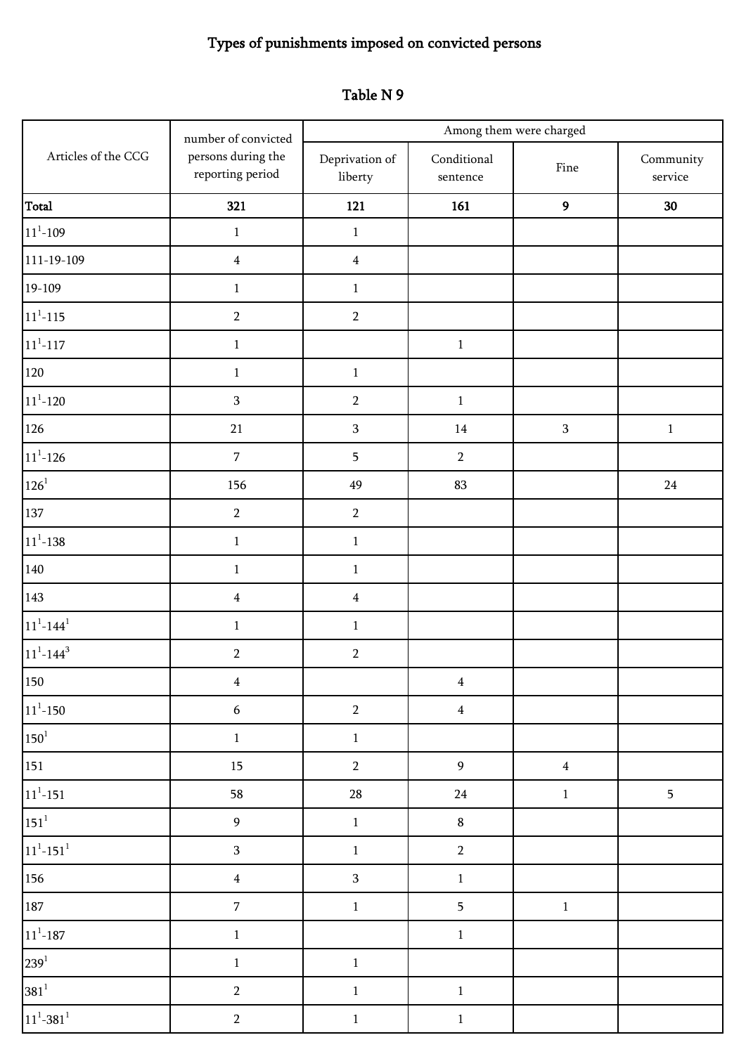# Types of punishments imposed on convicted persons

## Table N 9

| Articles of the CCG | number of convicted persons during the reporting period | Among them were charged | | | |
|---|---|---|---|---|---|
| | | Deprivation of liberty | Conditional sentence | Fine | Community service |
| **Total** | **321** | **121** | **161** | **9** | **30** |
| $11^1$-109 | 1 | 1 | | | |
| 111-19-109 | 4 | 4 | | | |
| 19-109 | 1 | 1 | | | |
| $11^1$-115 | 2 | 2 | | | |
| $11^1$-117 | 1 | | 1 | | |
| 120 | 1 | 1 | | | |
| $11^1$-120 | 3 | 2 | 1 | | |
| 126 | 21 | 3 | 14 | 3 | 1 |
| $11^1$-126 | 7 | 5 | 2 | | |
| $126^1$ | 156 | 49 | 83 | | 24 |
| 137 | 2 | 2 | | | |
| $11^1$-138 | 1 | 1 | | | |
| 140 | 1 | 1 | | | |
| 143 | 4 | 4 | | | |
| $11^1$-$144^1$ | 1 | 1 | | | |
| $11^1$-$144^3$ | 2 | 2 | | | |
| 150 | 4 | | 4 | | |
| $11^1$-150 | 6 | 2 | 4 | | |
| $150^1$ | 1 | 1 | | | |
| 151 | 15 | 2 | 9 | 4 | |
| $11^1$-151 | 58 | 28 | 24 | 1 | 5 |
| $151^1$ | 9 | 1 | 8 | | |
| $11^1$-$151^1$ | 3 | 1 | 2 | | |
| 156 | 4 | 3 | 1 | | |
| 187 | 7 | 1 | 5 | 1 | |
| $11^1$-187 | 1 | | 1 | | |
| $239^1$ | 1 | 1 | | | |
| $381^1$ | 2 | 1 | 1 | | |
| $11^1$-$381^1$ | 2 | 1 | 1 | | |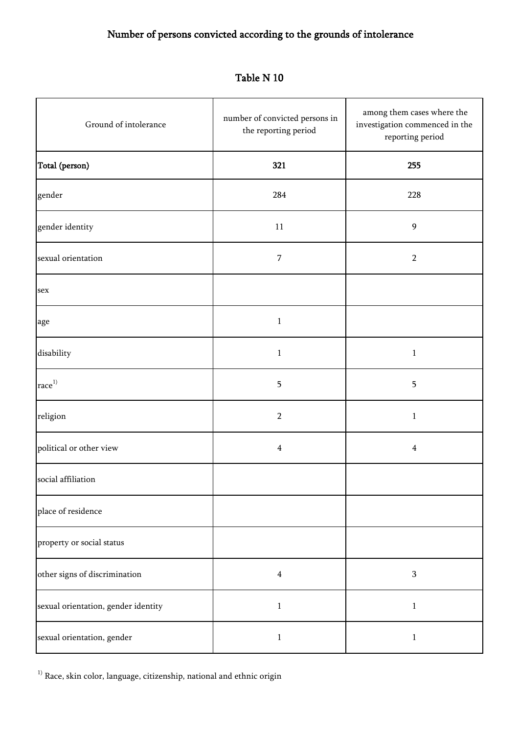# Number of persons convicted according to the grounds of intolerance

## Table N 10

| Ground of intolerance | number of convicted persons in the reporting period | among them cases where the investigation commenced in the reporting period |
|---|---|---|
| **Total (person)** | **321** | **255** |
| gender | 284 | 228 |
| gender identity | 11 | 9 |
| sexual orientation | 7 | 2 |
| sex | | |
| age | 1 | |
| disability | 1 | 1 |
| race[1)] | 5 | 5 |
| religion | 2 | 1 |
| political or other view | 4 | 4 |
| social affiliation | | |
| place of residence | | |
| property or social status | | |
| other signs of discrimination | 4 | 3 |
| sexual orientation, gender identity | 1 | 1 |
| sexual orientation, gender | 1 | 1 |

[1)] Race, skin color, language, citizenship, national and ethnic origin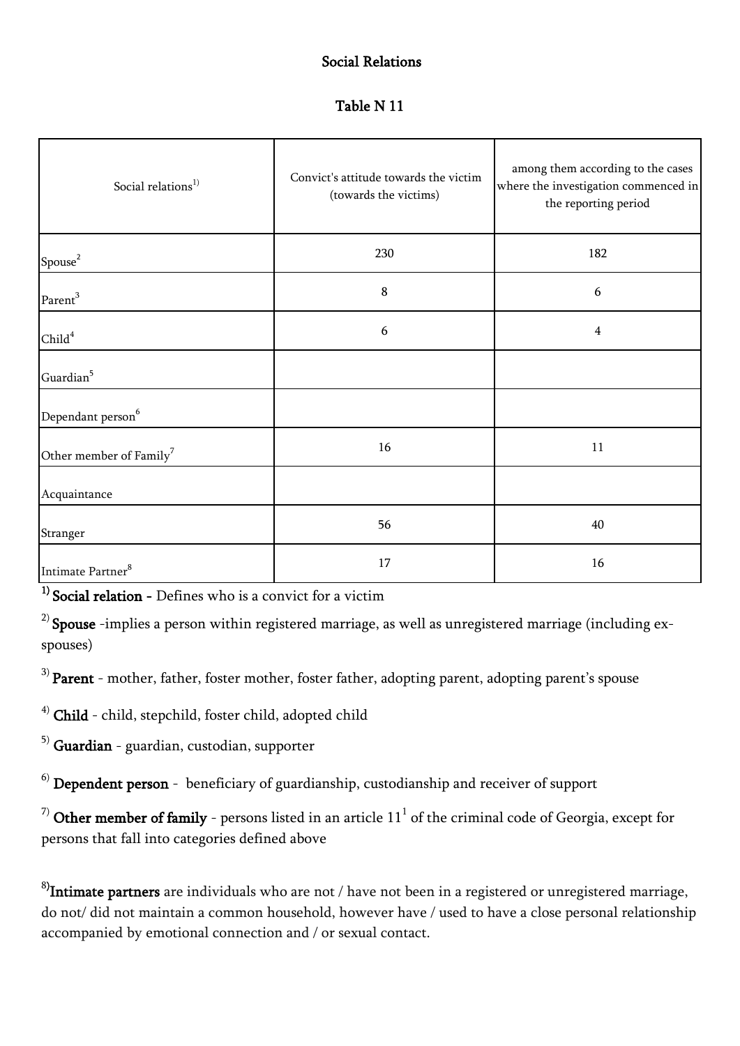## Social Relations

### Table N 11

| Social relations[1)] | Convict's attitude towards the victim (towards the victims) | among them according to the cases where the investigation commenced in the reporting period |
|---|---|---|
| Spouse[2] | 230 | 182 |
| Parent[3] | 8 | 6 |
| Child[4] | 6 | 4 |
| Guardian[5] | | |
| Dependant person[6] | | |
| Other member of Family[7] | 16 | 11 |
| Acquaintance | | |
| Stranger | 56 | 40 |
| Intimate Partner[8] | 17 | 16 |

[1)] **Social relation -** Defines who is a convict for a victim

[2)] **Spouse** -implies a person within registered marriage, as well as unregistered marriage (including ex-spouses)

[3)] **Parent** - mother, father, foster mother, foster father, adopting parent, adopting parent's spouse

[4)] **Child** - child, stepchild, foster child, adopted child

[5)] **Guardian** - guardian, custodian, supporter

[6)] **Dependent person** - beneficiary of guardianship, custodianship and receiver of support

[7)] **Other member of family** - persons listed in an article 11[1] of the criminal code of Georgia, except for persons that fall into categories defined above

[8)]**Intimate partners** are individuals who are not / have not been in a registered or unregistered marriage, do not/ did not maintain a common household, however have / used to have a close personal relationship accompanied by emotional connection and / or sexual contact.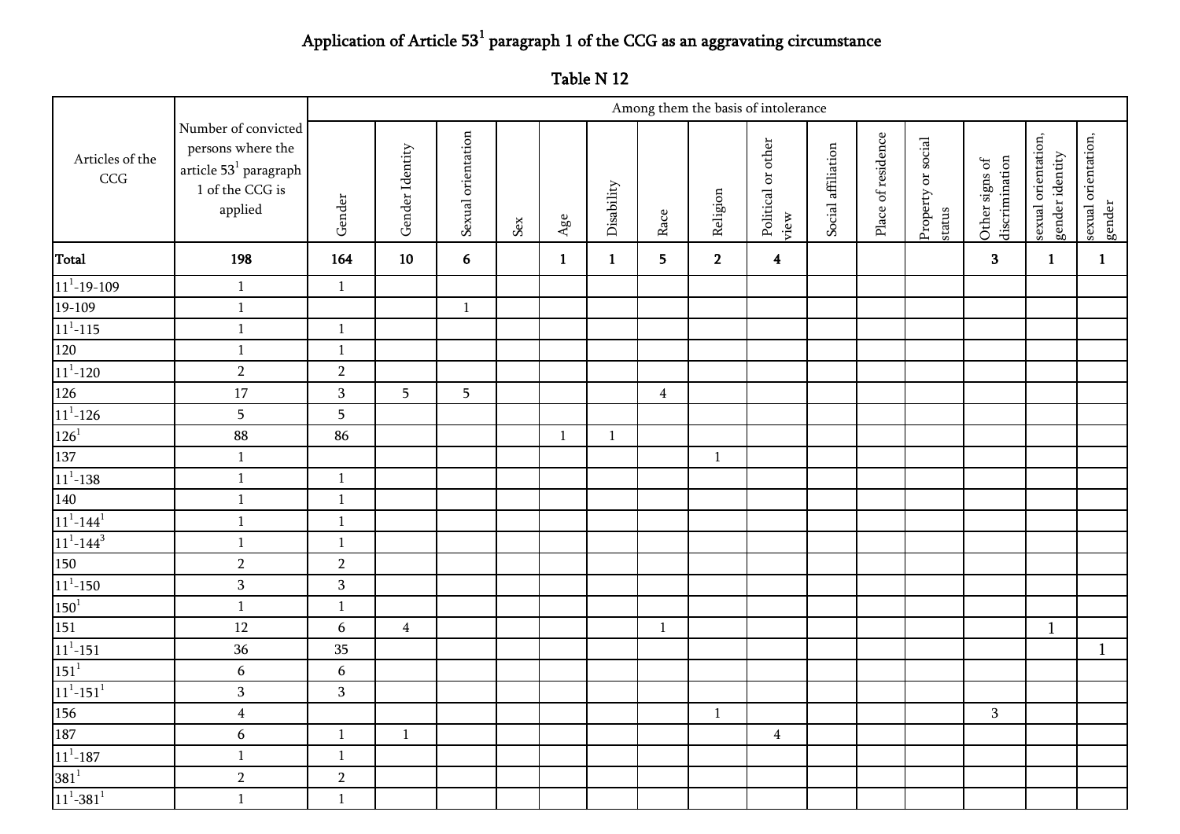# Application of Article $53^1$ paragraph 1 of the CCG as an aggravating circumstance

## Table N 12

| Articles of the CCG | Number of convicted persons where the article $53^1$ paragraph 1 of the CCG is applied | Among them the basis of intolerance | | | | | | | | | | | | | | |
|---|---|---|---|---|---|---|---|---|---|---|---|---|---|---|---|---|
| | | Gender | Gender Identity | Sexual orientation | Sex | Age | Disability | Race | Religion | Political or other view | Social affiliation | Place of residence | Property or social status | Other signs of discrimination | sexual orientation, gender identity | sexual orientation, gender |
| **Total** | **198** | **164** | **10** | **6** | | **1** | **1** | **5** | **2** | **4** | | | | **3** | **1** | **1** |
| $11^1$-19-109 | 1 | 1 | | | | | | | | | | | | | | |
| 19-109 | 1 | | | 1 | | | | | | | | | | | | |
| $11^1$-115 | 1 | 1 | | | | | | | | | | | | | | |
| 120 | 1 | 1 | | | | | | | | | | | | | | |
| $11^1$-120 | 2 | 2 | | | | | | | | | | | | | | |
| 126 | 17 | 3 | 5 | 5 | | | | 4 | | | | | | | | |
| $11^1$-126 | 5 | 5 | | | | | | | | | | | | | | |
| $126^1$ | 88 | 86 | | | | 1 | 1 | | | | | | | | | |
| 137 | 1 | | | | | | | | 1 | | | | | | | |
| $11^1$-138 | 1 | 1 | | | | | | | | | | | | | | |
| 140 | 1 | 1 | | | | | | | | | | | | | | |
| $11^1$-$144^1$ | 1 | 1 | | | | | | | | | | | | | | |
| $11^1$-$144^3$ | 1 | 1 | | | | | | | | | | | | | | |
| 150 | 2 | 2 | | | | | | | | | | | | | | |
| $11^1$-150 | 3 | 3 | | | | | | | | | | | | | | |
| $150^1$ | 1 | 1 | | | | | | | | | | | | | | |
| 151 | 12 | 6 | 4 | | | | | 1 | | | | | | | 1 | |
| $11^1$-151 | 36 | 35 | | | | | | | | | | | | | | 1 |
| $151^1$ | 6 | 6 | | | | | | | | | | | | | | |
| $11^1$-$151^1$ | 3 | 3 | | | | | | | | | | | | | | |
| 156 | 4 | | | | | | | | 1 | | | | | 3 | | |
| 187 | 6 | 1 | 1 | | | | | | | 4 | | | | | | |
| $11^1$-187 | 1 | 1 | | | | | | | | | | | | | | |
| $381^1$ | 2 | 2 | | | | | | | | | | | | | | |
| $11^1$-$381^1$ | 1 | 1 | | | | | | | | | | | | | | |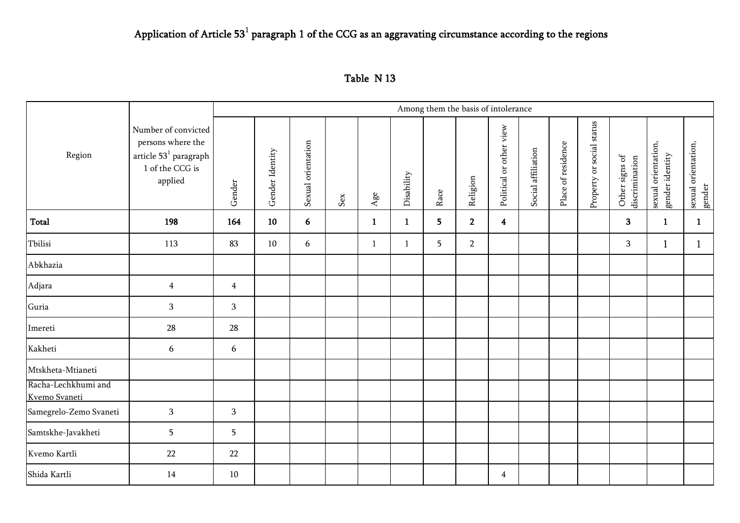## Application of Article 53[1] paragraph 1 of the CCG as an aggravating circumstance according to the regions

### Table N 13

| Region | Number of convicted persons where the article 53[1] paragraph 1 of the CCG is applied | Among them the basis of intolerance | | | | | | | | | | | | | | |
|---|---|---|---|---|---|---|---|---|---|---|---|---|---|---|---|---|
| | | Gender | Gender Identity | Sexual orientation | Sex | Age | Disability | Race | Religion | Political or other view | Social affiliation | Place of residence | Property or social status | Other signs of discrimination | sexual orientation, gender identity | sexual orientation, gender |
| **Total** | **198** | **164** | **10** | **6** | | **1** | **1** | **5** | **2** | **4** | | | | **3** | **1** | **1** |
| Tbilisi | 113 | 83 | 10 | 6 | | 1 | 1 | 5 | 2 | | | | | 3 | 1 | 1 |
| Abkhazia | | | | | | | | | | | | | | | | |
| Adjara | 4 | 4 | | | | | | | | | | | | | | |
| Guria | 3 | 3 | | | | | | | | | | | | | | |
| Imereti | 28 | 28 | | | | | | | | | | | | | | |
| Kakheti | 6 | 6 | | | | | | | | | | | | | | |
| Mtskheta-Mtianeti | | | | | | | | | | | | | | | | |
| Racha-Lechkhumi and Kvemo Svaneti | | | | | | | | | | | | | | | | |
| Samegrelo-Zemo Svaneti | 3 | 3 | | | | | | | | | | | | | | |
| Samtskhe-Javakheti | 5 | 5 | | | | | | | | | | | | | | |
| Kvemo Kartli | 22 | 22 | | | | | | | | | | | | | | |
| Shida Kartli | 14 | 10 | | | | | | | | 4 | | | | | | |